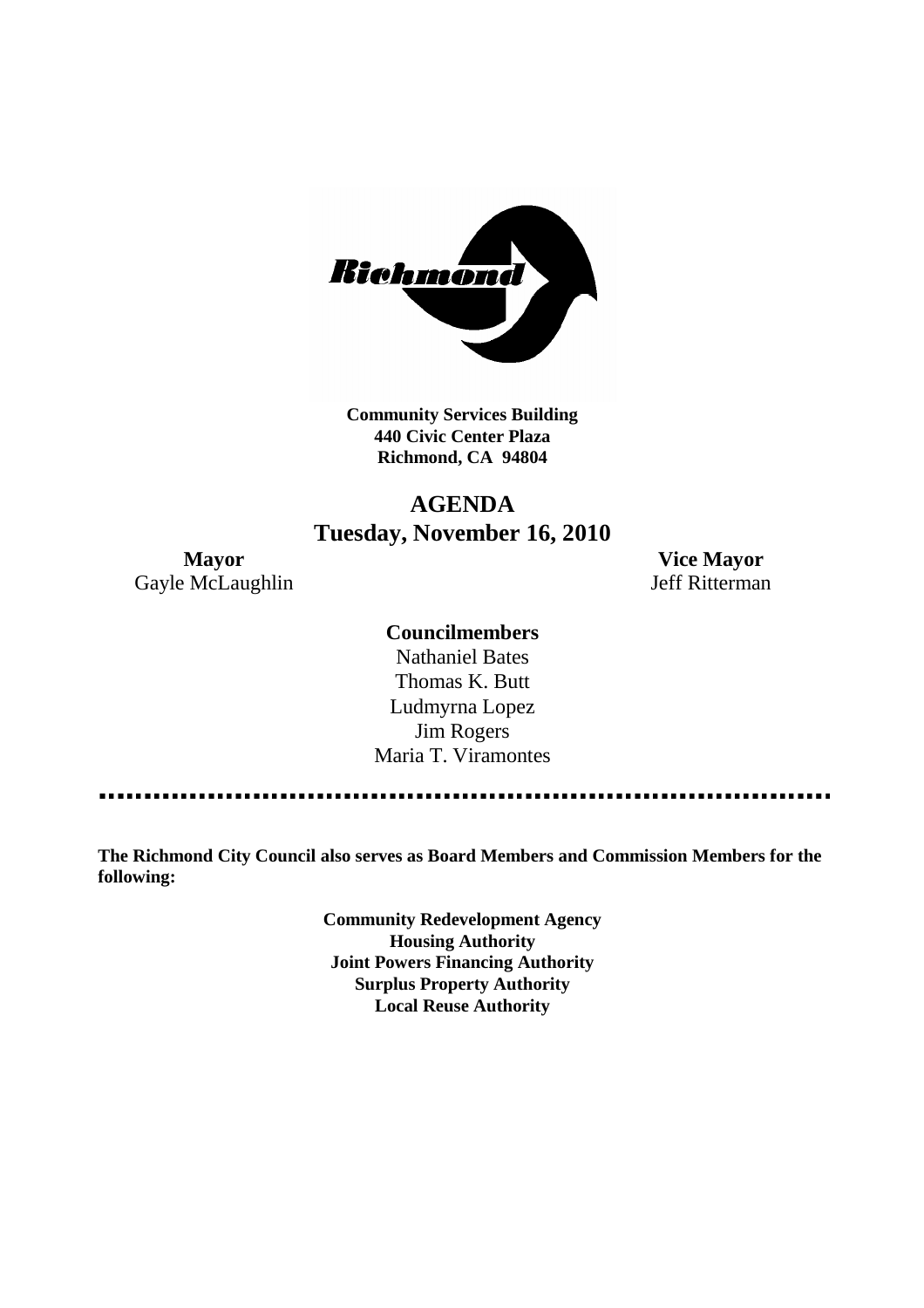**Community Services Building**
**440 Civic Center Plaza**
**Richmond, CA 94804**

# AGENDA
## Tuesday, November 16, 2010

**Mayor**
Gayle McLaughlin

**Vice Mayor**
Jeff Ritterman

**Councilmembers**
Nathaniel Bates
Thomas K. Butt
Ludmyrna Lopez
Jim Rogers
Maria T. Viramontes

---

**The Richmond City Council also serves as Board Members and Commission Members for the following:**

**Community Redevelopment Agency**
**Housing Authority**
**Joint Powers Financing Authority**
**Surplus Property Authority**
**Local Reuse Authority**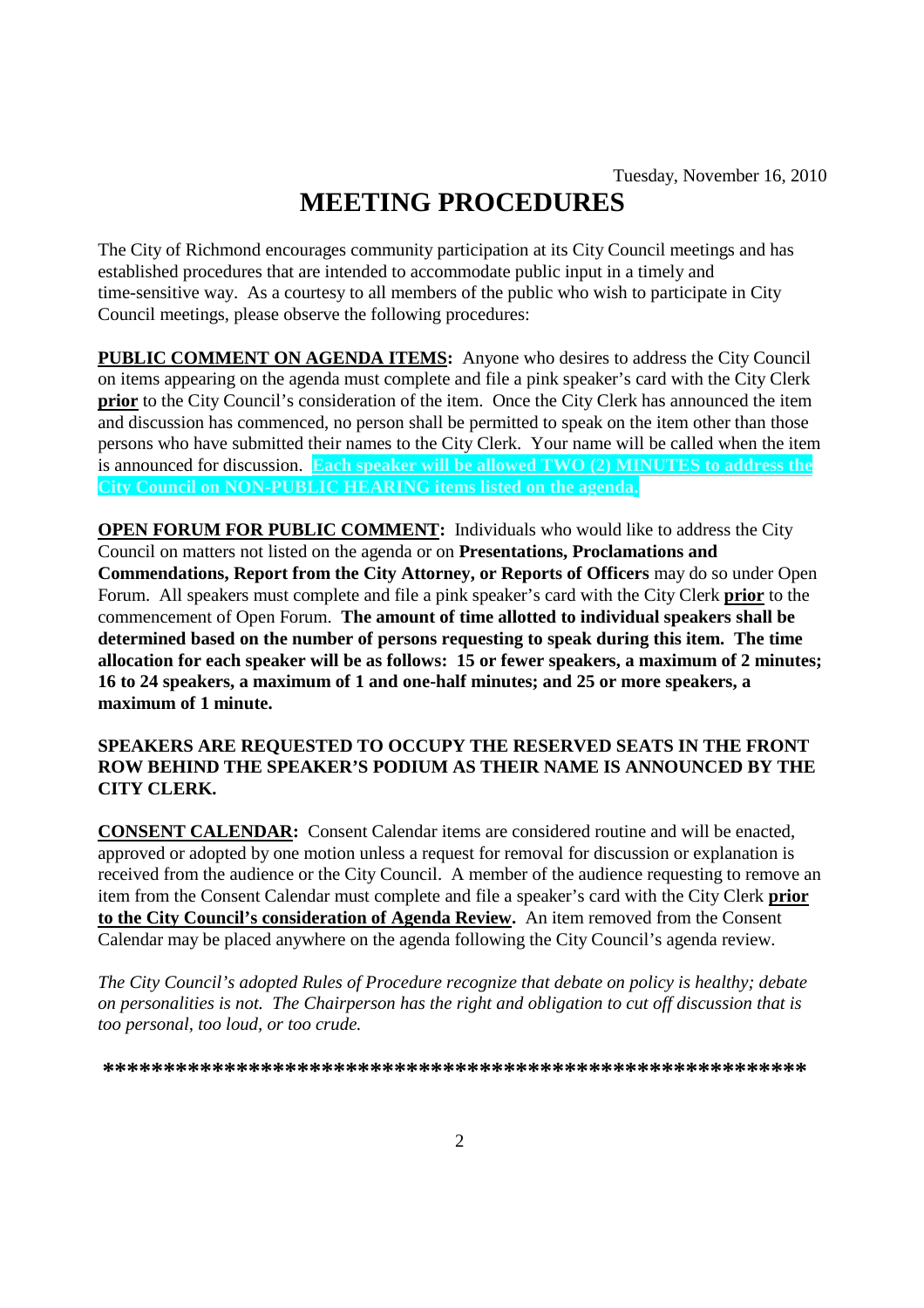Tuesday, November 16, 2010

# MEETING PROCEDURES

The City of Richmond encourages community participation at its City Council meetings and has established procedures that are intended to accommodate public input in a timely and time-sensitive way. As a courtesy to all members of the public who wish to participate in City Council meetings, please observe the following procedures:

**PUBLIC COMMENT ON AGENDA ITEMS:** Anyone who desires to address the City Council on items appearing on the agenda must complete and file a pink speaker's card with the City Clerk **prior** to the City Council's consideration of the item. Once the City Clerk has announced the item and discussion has commenced, no person shall be permitted to speak on the item other than those persons who have submitted their names to the City Clerk. Your name will be called when the item is announced for discussion. **Each speaker will be allowed TWO (2) MINUTES to address the City Council on NON-PUBLIC HEARING items listed on the agenda.**

**OPEN FORUM FOR PUBLIC COMMENT:** Individuals who would like to address the City Council on matters not listed on the agenda or on **Presentations, Proclamations and Commendations, Report from the City Attorney, or Reports of Officers** may do so under Open Forum. All speakers must complete and file a pink speaker's card with the City Clerk **prior** to the commencement of Open Forum. **The amount of time allotted to individual speakers shall be determined based on the number of persons requesting to speak during this item. The time allocation for each speaker will be as follows: 15 or fewer speakers, a maximum of 2 minutes; 16 to 24 speakers, a maximum of 1 and one-half minutes; and 25 or more speakers, a maximum of 1 minute.**

**SPEAKERS ARE REQUESTED TO OCCUPY THE RESERVED SEATS IN THE FRONT ROW BEHIND THE SPEAKER'S PODIUM AS THEIR NAME IS ANNOUNCED BY THE CITY CLERK.**

**CONSENT CALENDAR:** Consent Calendar items are considered routine and will be enacted, approved or adopted by one motion unless a request for removal for discussion or explanation is received from the audience or the City Council. A member of the audience requesting to remove an item from the Consent Calendar must complete and file a speaker's card with the City Clerk **prior to the City Council's consideration of Agenda Review.** An item removed from the Consent Calendar may be placed anywhere on the agenda following the City Council's agenda review.

*The City Council's adopted Rules of Procedure recognize that debate on policy is healthy; debate on personalities is not. The Chairperson has the right and obligation to cut off discussion that is too personal, too loud, or too crude.*

**\*\*\*\*\*\*\*\*\*\*\*\*\*\*\*\*\*\*\*\*\*\*\*\*\*\*\*\*\*\*\*\*\*\*\*\*\*\*\*\*\*\*\*\*\*\*\*\*\*\*\*\*\*\*\*\*\*\*\*\*\*\***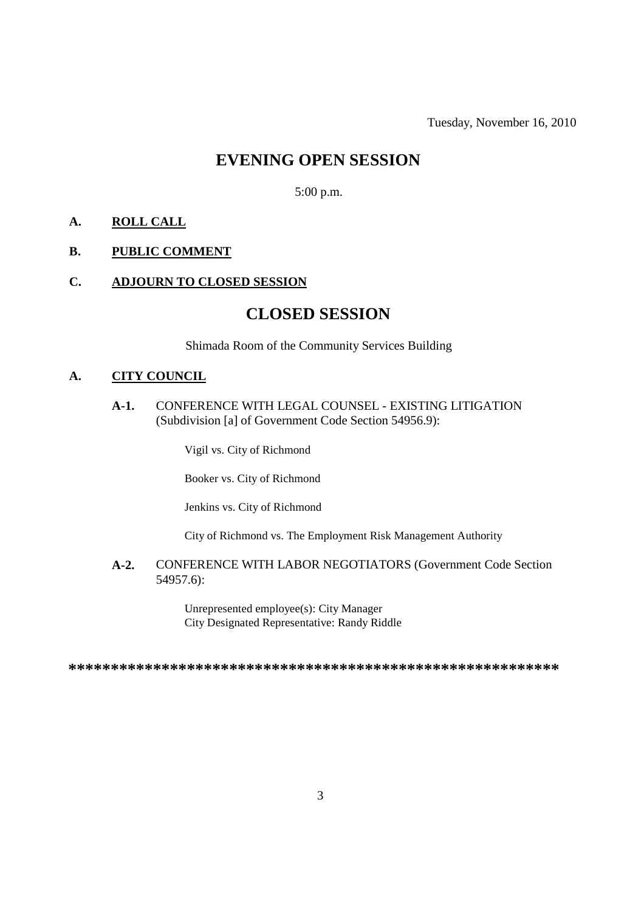Tuesday, November 16, 2010

# EVENING OPEN SESSION

5:00 p.m.

**A. ROLL CALL**

**B. PUBLIC COMMENT**

**C. ADJOURN TO CLOSED SESSION**

# CLOSED SESSION

Shimada Room of the Community Services Building

**A. CITY COUNCIL**

**A-1.** CONFERENCE WITH LEGAL COUNSEL - EXISTING LITIGATION (Subdivision [a] of Government Code Section 54956.9):

Vigil vs. City of Richmond

Booker vs. City of Richmond

Jenkins vs. City of Richmond

City of Richmond vs. The Employment Risk Management Authority

**A-2.** CONFERENCE WITH LABOR NEGOTIATORS (Government Code Section 54957.6):

Unrepresented employee(s): City Manager
City Designated Representative: Randy Riddle

**\*\*\*\*\*\*\*\*\*\*\*\*\*\*\*\*\*\*\*\*\*\*\*\*\*\*\*\*\*\*\*\*\*\*\*\*\*\*\*\*\*\*\*\*\*\*\*\*\*\*\*\*\*\*\*\*\*\*\***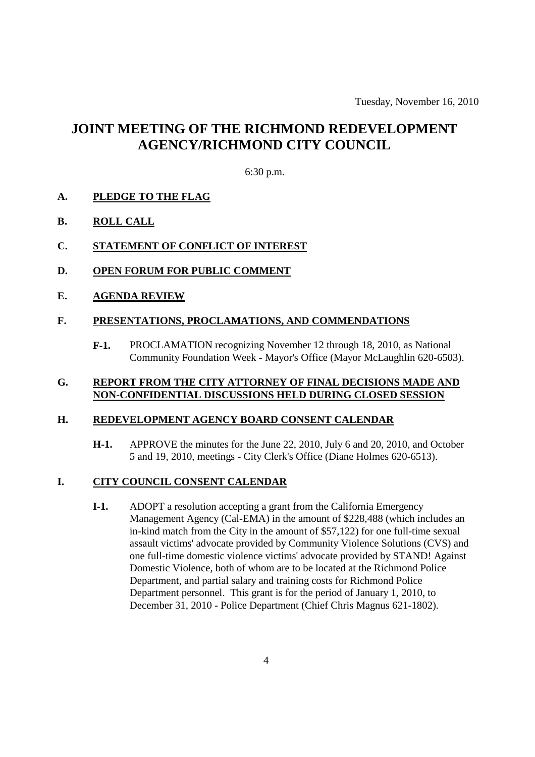Tuesday, November 16, 2010

# JOINT MEETING OF THE RICHMOND REDEVELOPMENT AGENCY/RICHMOND CITY COUNCIL

6:30 p.m.

**A. PLEDGE TO THE FLAG**

**B. ROLL CALL**

**C. STATEMENT OF CONFLICT OF INTEREST**

**D. OPEN FORUM FOR PUBLIC COMMENT**

**E. AGENDA REVIEW**

**F. PRESENTATIONS, PROCLAMATIONS, AND COMMENDATIONS**

**F-1.** PROCLAMATION recognizing November 12 through 18, 2010, as National Community Foundation Week - Mayor's Office (Mayor McLaughlin 620-6503).

**G. REPORT FROM THE CITY ATTORNEY OF FINAL DECISIONS MADE AND NON-CONFIDENTIAL DISCUSSIONS HELD DURING CLOSED SESSION**

**H. REDEVELOPMENT AGENCY BOARD CONSENT CALENDAR**

**H-1.** APPROVE the minutes for the June 22, 2010, July 6 and 20, 2010, and October 5 and 19, 2010, meetings - City Clerk's Office (Diane Holmes 620-6513).

**I. CITY COUNCIL CONSENT CALENDAR**

**I-1.** ADOPT a resolution accepting a grant from the California Emergency Management Agency (Cal-EMA) in the amount of $228,488 (which includes an in-kind match from the City in the amount of $57,122) for one full-time sexual assault victims' advocate provided by Community Violence Solutions (CVS) and one full-time domestic violence victims' advocate provided by STAND! Against Domestic Violence, both of whom are to be located at the Richmond Police Department, and partial salary and training costs for Richmond Police Department personnel. This grant is for the period of January 1, 2010, to December 31, 2010 - Police Department (Chief Chris Magnus 621-1802).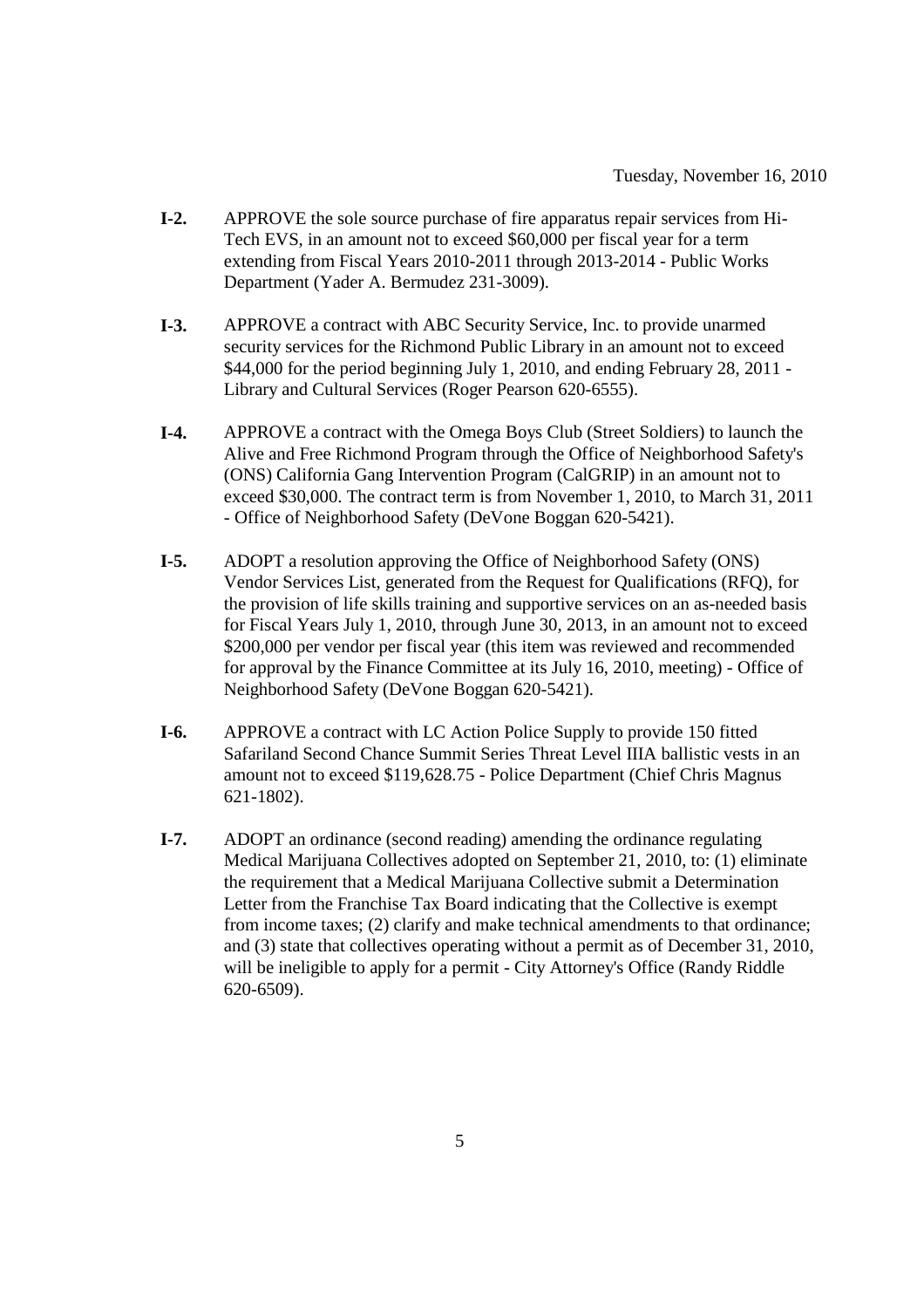**I-2.** APPROVE the sole source purchase of fire apparatus repair services from Hi-Tech EVS, in an amount not to exceed $60,000 per fiscal year for a term extending from Fiscal Years 2010-2011 through 2013-2014 - Public Works Department (Yader A. Bermudez 231-3009).

**I-3.** APPROVE a contract with ABC Security Service, Inc. to provide unarmed security services for the Richmond Public Library in an amount not to exceed $44,000 for the period beginning July 1, 2010, and ending February 28, 2011 - Library and Cultural Services (Roger Pearson 620-6555).

**I-4.** APPROVE a contract with the Omega Boys Club (Street Soldiers) to launch the Alive and Free Richmond Program through the Office of Neighborhood Safety's (ONS) California Gang Intervention Program (CalGRIP) in an amount not to exceed $30,000. The contract term is from November 1, 2010, to March 31, 2011 - Office of Neighborhood Safety (DeVone Boggan 620-5421).

**I-5.** ADOPT a resolution approving the Office of Neighborhood Safety (ONS) Vendor Services List, generated from the Request for Qualifications (RFQ), for the provision of life skills training and supportive services on an as-needed basis for Fiscal Years July 1, 2010, through June 30, 2013, in an amount not to exceed $200,000 per vendor per fiscal year (this item was reviewed and recommended for approval by the Finance Committee at its July 16, 2010, meeting) - Office of Neighborhood Safety (DeVone Boggan 620-5421).

**I-6.** APPROVE a contract with LC Action Police Supply to provide 150 fitted Safariland Second Chance Summit Series Threat Level IIIA ballistic vests in an amount not to exceed $119,628.75 - Police Department (Chief Chris Magnus 621-1802).

**I-7.** ADOPT an ordinance (second reading) amending the ordinance regulating Medical Marijuana Collectives adopted on September 21, 2010, to: (1) eliminate the requirement that a Medical Marijuana Collective submit a Determination Letter from the Franchise Tax Board indicating that the Collective is exempt from income taxes; (2) clarify and make technical amendments to that ordinance; and (3) state that collectives operating without a permit as of December 31, 2010, will be ineligible to apply for a permit - City Attorney's Office (Randy Riddle 620-6509).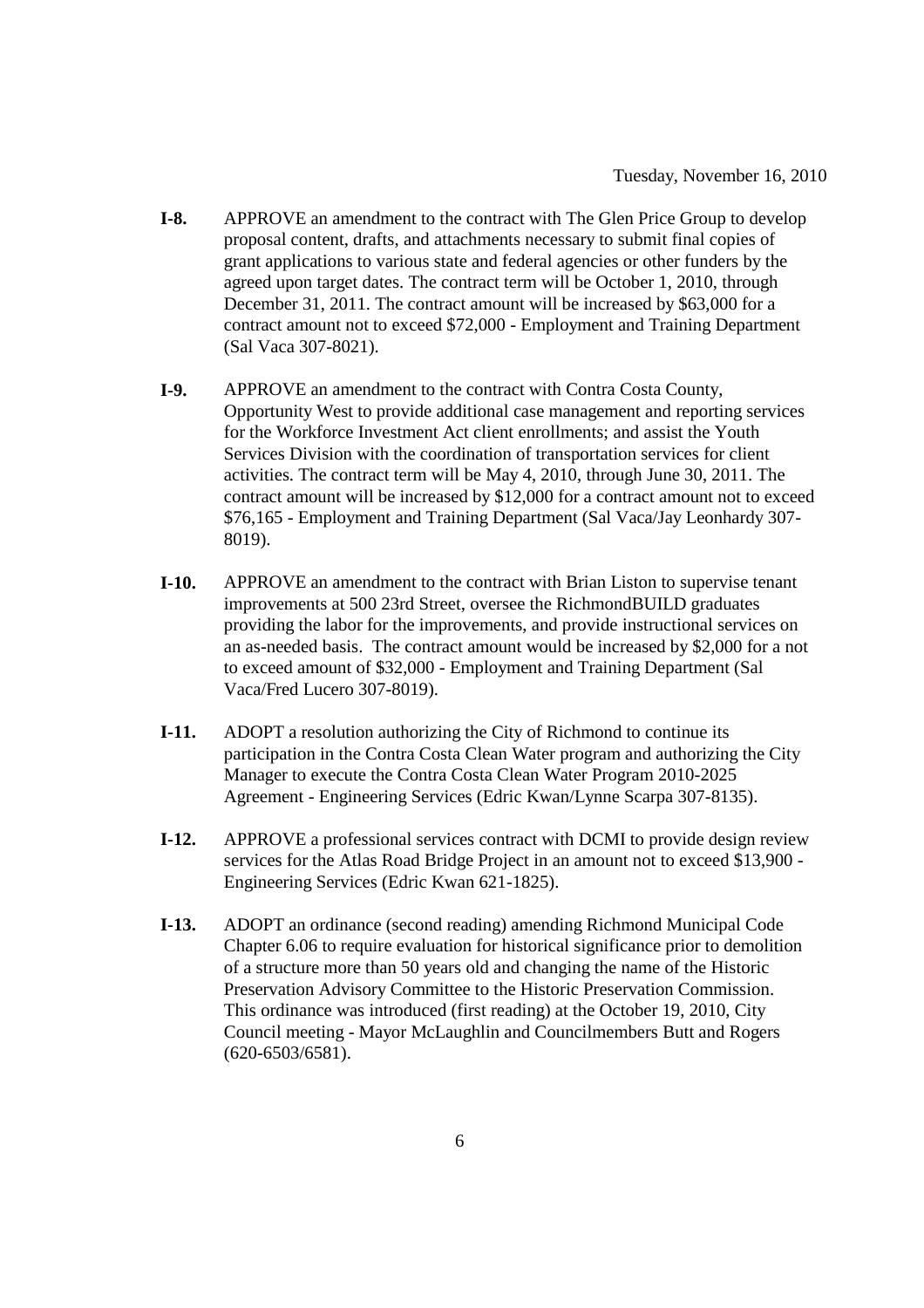Tuesday, November 16, 2010

**I-8.** APPROVE an amendment to the contract with The Glen Price Group to develop proposal content, drafts, and attachments necessary to submit final copies of grant applications to various state and federal agencies or other funders by the agreed upon target dates. The contract term will be October 1, 2010, through December 31, 2011. The contract amount will be increased by $63,000 for a contract amount not to exceed $72,000 - Employment and Training Department (Sal Vaca 307-8021).

**I-9.** APPROVE an amendment to the contract with Contra Costa County, Opportunity West to provide additional case management and reporting services for the Workforce Investment Act client enrollments; and assist the Youth Services Division with the coordination of transportation services for client activities. The contract term will be May 4, 2010, through June 30, 2011. The contract amount will be increased by $12,000 for a contract amount not to exceed $76,165 - Employment and Training Department (Sal Vaca/Jay Leonhardy 307-8019).

**I-10.** APPROVE an amendment to the contract with Brian Liston to supervise tenant improvements at 500 23rd Street, oversee the RichmondBUILD graduates providing the labor for the improvements, and provide instructional services on an as-needed basis. The contract amount would be increased by $2,000 for a not to exceed amount of $32,000 - Employment and Training Department (Sal Vaca/Fred Lucero 307-8019).

**I-11.** ADOPT a resolution authorizing the City of Richmond to continue its participation in the Contra Costa Clean Water program and authorizing the City Manager to execute the Contra Costa Clean Water Program 2010-2025 Agreement - Engineering Services (Edric Kwan/Lynne Scarpa 307-8135).

**I-12.** APPROVE a professional services contract with DCMI to provide design review services for the Atlas Road Bridge Project in an amount not to exceed $13,900 - Engineering Services (Edric Kwan 621-1825).

**I-13.** ADOPT an ordinance (second reading) amending Richmond Municipal Code Chapter 6.06 to require evaluation for historical significance prior to demolition of a structure more than 50 years old and changing the name of the Historic Preservation Advisory Committee to the Historic Preservation Commission. This ordinance was introduced (first reading) at the October 19, 2010, City Council meeting - Mayor McLaughlin and Councilmembers Butt and Rogers (620-6503/6581).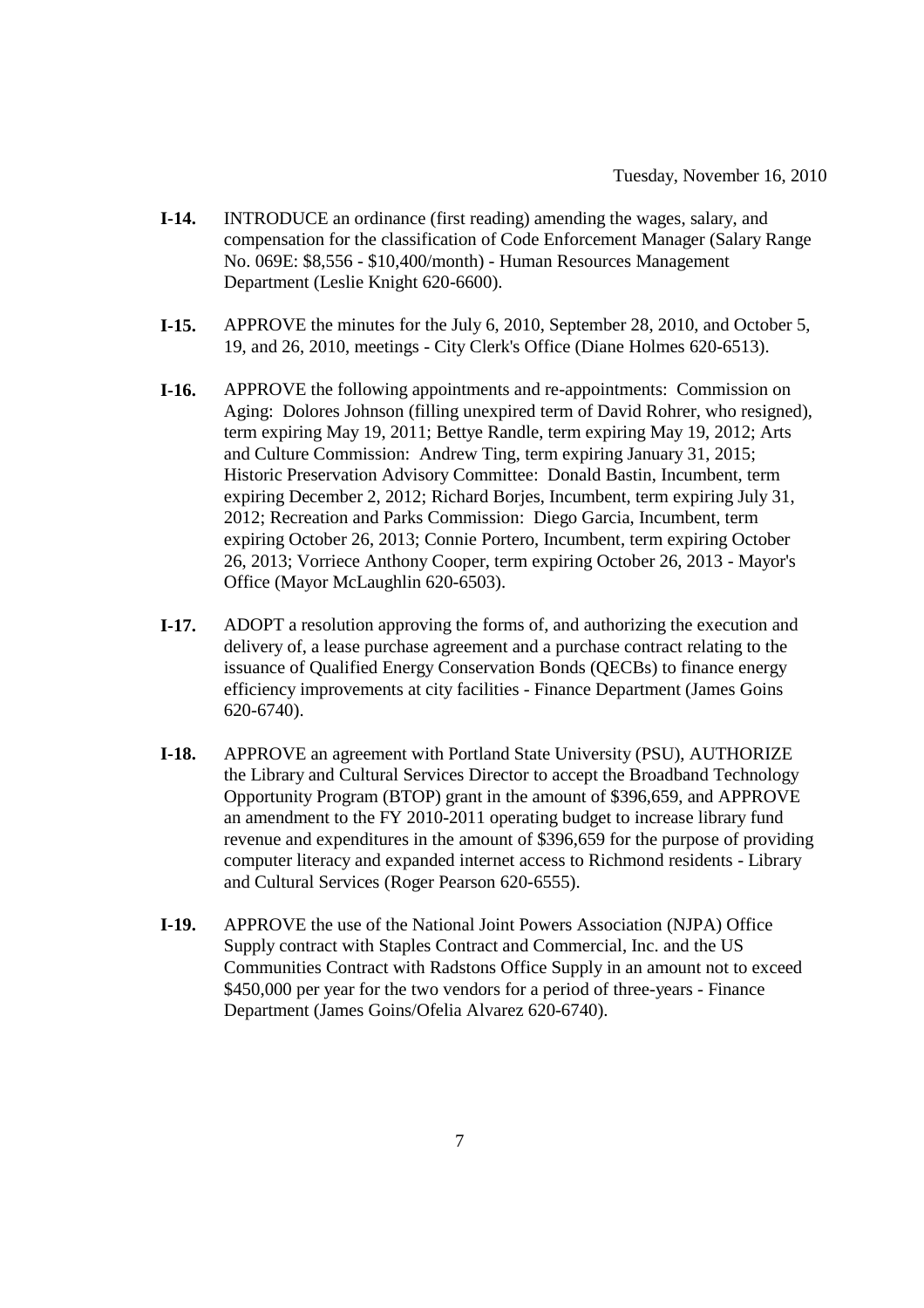**I-14.** INTRODUCE an ordinance (first reading) amending the wages, salary, and compensation for the classification of Code Enforcement Manager (Salary Range No. 069E: $8,556 - $10,400/month) - Human Resources Management Department (Leslie Knight 620-6600).

**I-15.** APPROVE the minutes for the July 6, 2010, September 28, 2010, and October 5, 19, and 26, 2010, meetings - City Clerk's Office (Diane Holmes 620-6513).

**I-16.** APPROVE the following appointments and re-appointments: Commission on Aging: Dolores Johnson (filling unexpired term of David Rohrer, who resigned), term expiring May 19, 2011; Bettye Randle, term expiring May 19, 2012; Arts and Culture Commission: Andrew Ting, term expiring January 31, 2015; Historic Preservation Advisory Committee: Donald Bastin, Incumbent, term expiring December 2, 2012; Richard Borjes, Incumbent, term expiring July 31, 2012; Recreation and Parks Commission: Diego Garcia, Incumbent, term expiring October 26, 2013; Connie Portero, Incumbent, term expiring October 26, 2013; Vorriece Anthony Cooper, term expiring October 26, 2013 - Mayor's Office (Mayor McLaughlin 620-6503).

**I-17.** ADOPT a resolution approving the forms of, and authorizing the execution and delivery of, a lease purchase agreement and a purchase contract relating to the issuance of Qualified Energy Conservation Bonds (QECBs) to finance energy efficiency improvements at city facilities - Finance Department (James Goins 620-6740).

**I-18.** APPROVE an agreement with Portland State University (PSU), AUTHORIZE the Library and Cultural Services Director to accept the Broadband Technology Opportunity Program (BTOP) grant in the amount of $396,659, and APPROVE an amendment to the FY 2010-2011 operating budget to increase library fund revenue and expenditures in the amount of $396,659 for the purpose of providing computer literacy and expanded internet access to Richmond residents - Library and Cultural Services (Roger Pearson 620-6555).

**I-19.** APPROVE the use of the National Joint Powers Association (NJPA) Office Supply contract with Staples Contract and Commercial, Inc. and the US Communities Contract with Radstons Office Supply in an amount not to exceed $450,000 per year for the two vendors for a period of three-years - Finance Department (James Goins/Ofelia Alvarez 620-6740).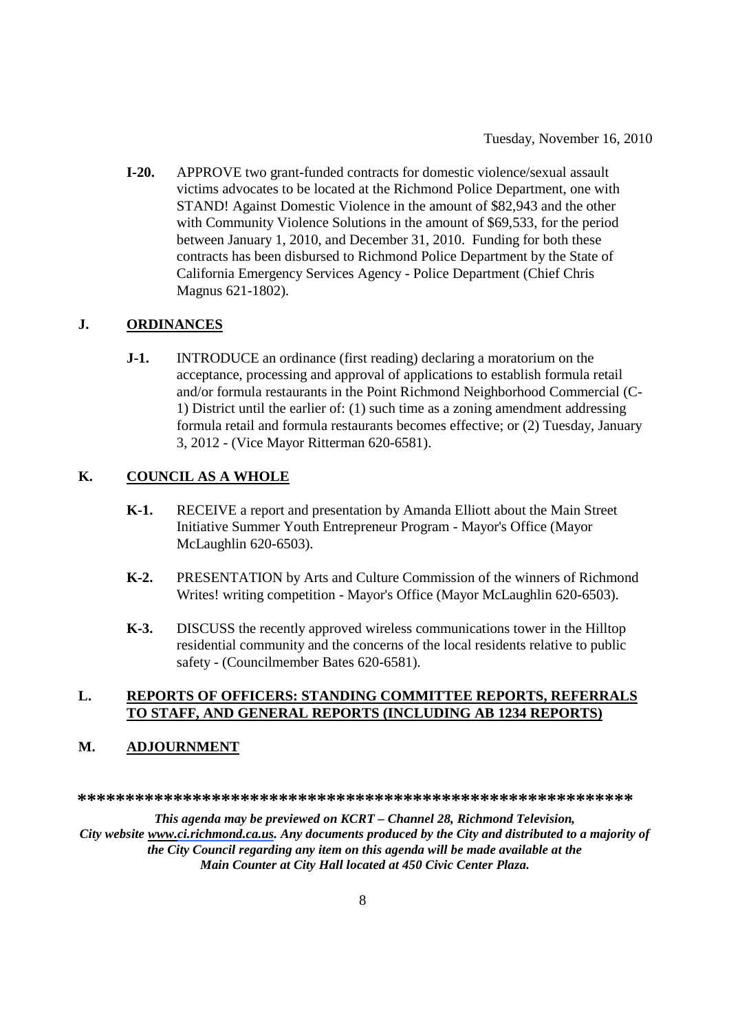Tuesday, November 16, 2010

**I-20.** APPROVE two grant-funded contracts for domestic violence/sexual assault victims advocates to be located at the Richmond Police Department, one with STAND! Against Domestic Violence in the amount of $82,943 and the other with Community Violence Solutions in the amount of $69,533, for the period between January 1, 2010, and December 31, 2010. Funding for both these contracts has been disbursed to Richmond Police Department by the State of California Emergency Services Agency - Police Department (Chief Chris Magnus 621-1802).

## J. ORDINANCES

**J-1.** INTRODUCE an ordinance (first reading) declaring a moratorium on the acceptance, processing and approval of applications to establish formula retail and/or formula restaurants in the Point Richmond Neighborhood Commercial (C-1) District until the earlier of: (1) such time as a zoning amendment addressing formula retail and formula restaurants becomes effective; or (2) Tuesday, January 3, 2012 - (Vice Mayor Ritterman 620-6581).

## K. COUNCIL AS A WHOLE

**K-1.** RECEIVE a report and presentation by Amanda Elliott about the Main Street Initiative Summer Youth Entrepreneur Program - Mayor's Office (Mayor McLaughlin 620-6503).

**K-2.** PRESENTATION by Arts and Culture Commission of the winners of Richmond Writes! writing competition - Mayor's Office (Mayor McLaughlin 620-6503).

**K-3.** DISCUSS the recently approved wireless communications tower in the Hilltop residential community and the concerns of the local residents relative to public safety - (Councilmember Bates 620-6581).

## L. REPORTS OF OFFICERS: STANDING COMMITTEE REPORTS, REFERRALS TO STAFF, AND GENERAL REPORTS (INCLUDING AB 1234 REPORTS)

## M. ADJOURNMENT

**************************************************************

***This agenda may be previewed on KCRT – Channel 28, Richmond Television, City website www.ci.richmond.ca.us. Any documents produced by the City and distributed to a majority of the City Council regarding any item on this agenda will be made available at the Main Counter at City Hall located at 450 Civic Center Plaza.***